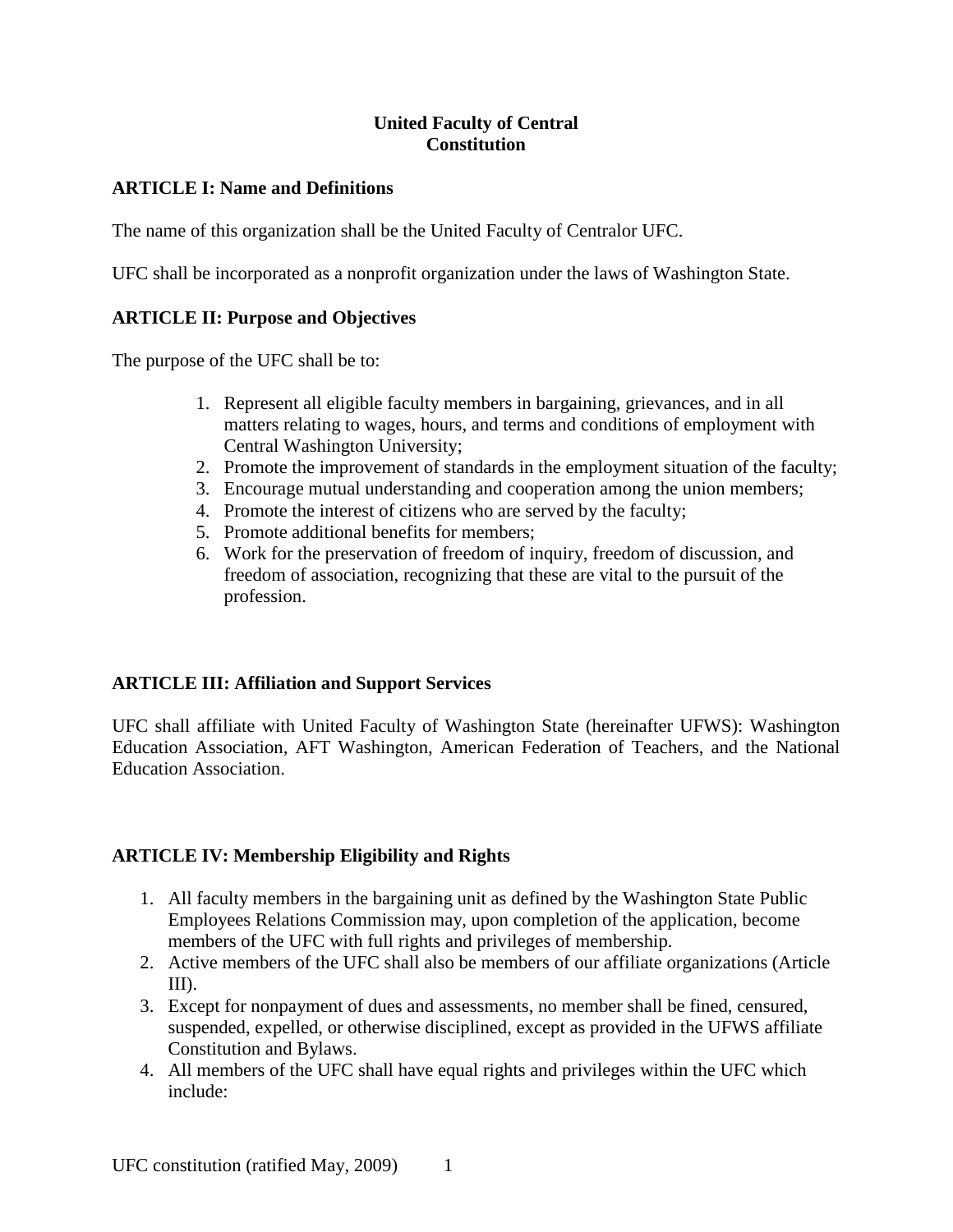# United Faculty of Central Constitution

## ARTICLE I: Name and Definitions

The name of this organization shall be the United Faculty of Centralor UFC.

UFC shall be incorporated as a nonprofit organization under the laws of Washington State.

## ARTICLE II: Purpose and Objectives

The purpose of the UFC shall be to:

1. Represent all eligible faculty members in bargaining, grievances, and in all matters relating to wages, hours, and terms and conditions of employment with Central Washington University;
2. Promote the improvement of standards in the employment situation of the faculty;
3. Encourage mutual understanding and cooperation among the union members;
4. Promote the interest of citizens who are served by the faculty;
5. Promote additional benefits for members;
6. Work for the preservation of freedom of inquiry, freedom of discussion, and freedom of association, recognizing that these are vital to the pursuit of the profession.

## ARTICLE III: Affiliation and Support Services

UFC shall affiliate with United Faculty of Washington State (hereinafter UFWS): Washington Education Association, AFT Washington, American Federation of Teachers, and the National Education Association.

## ARTICLE IV: Membership Eligibility and Rights

1. All faculty members in the bargaining unit as defined by the Washington State Public Employees Relations Commission may, upon completion of the application, become members of the UFC with full rights and privileges of membership.
2. Active members of the UFC shall also be members of our affiliate organizations (Article III).
3. Except for nonpayment of dues and assessments, no member shall be fined, censured, suspended, expelled, or otherwise disciplined, except as provided in the UFWS affiliate Constitution and Bylaws.
4. All members of the UFC shall have equal rights and privileges within the UFC which include: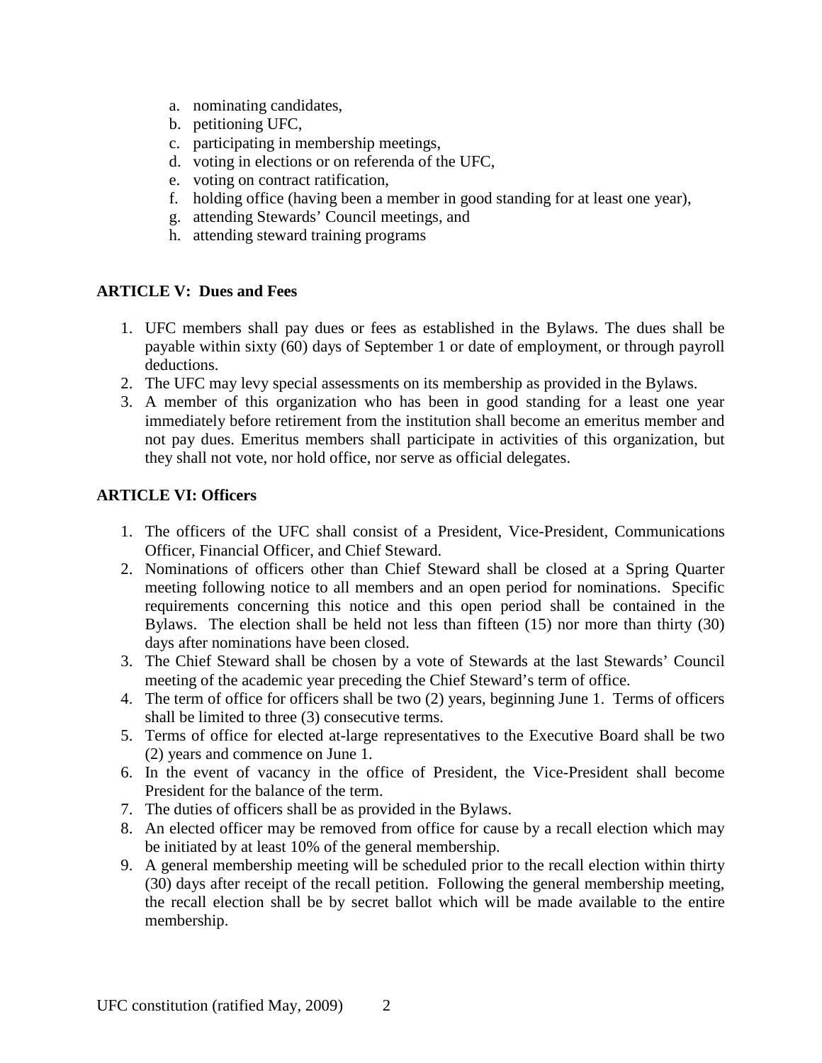a. nominating candidates,
b. petitioning UFC,
c. participating in membership meetings,
d. voting in elections or on referenda of the UFC,
e. voting on contract ratification,
f. holding office (having been a member in good standing for at least one year),
g. attending Stewards' Council meetings, and
h. attending steward training programs

**ARTICLE V: Dues and Fees**

1. UFC members shall pay dues or fees as established in the Bylaws. The dues shall be payable within sixty (60) days of September 1 or date of employment, or through payroll deductions.
2. The UFC may levy special assessments on its membership as provided in the Bylaws.
3. A member of this organization who has been in good standing for a least one year immediately before retirement from the institution shall become an emeritus member and not pay dues. Emeritus members shall participate in activities of this organization, but they shall not vote, nor hold office, nor serve as official delegates.

**ARTICLE VI: Officers**

1. The officers of the UFC shall consist of a President, Vice-President, Communications Officer, Financial Officer, and Chief Steward.
2. Nominations of officers other than Chief Steward shall be closed at a Spring Quarter meeting following notice to all members and an open period for nominations. Specific requirements concerning this notice and this open period shall be contained in the Bylaws. The election shall be held not less than fifteen (15) nor more than thirty (30) days after nominations have been closed.
3. The Chief Steward shall be chosen by a vote of Stewards at the last Stewards' Council meeting of the academic year preceding the Chief Steward's term of office.
4. The term of office for officers shall be two (2) years, beginning June 1. Terms of officers shall be limited to three (3) consecutive terms.
5. Terms of office for elected at-large representatives to the Executive Board shall be two (2) years and commence on June 1.
6. In the event of vacancy in the office of President, the Vice-President shall become President for the balance of the term.
7. The duties of officers shall be as provided in the Bylaws.
8. An elected officer may be removed from office for cause by a recall election which may be initiated by at least 10% of the general membership.
9. A general membership meeting will be scheduled prior to the recall election within thirty (30) days after receipt of the recall petition. Following the general membership meeting, the recall election shall be by secret ballot which will be made available to the entire membership.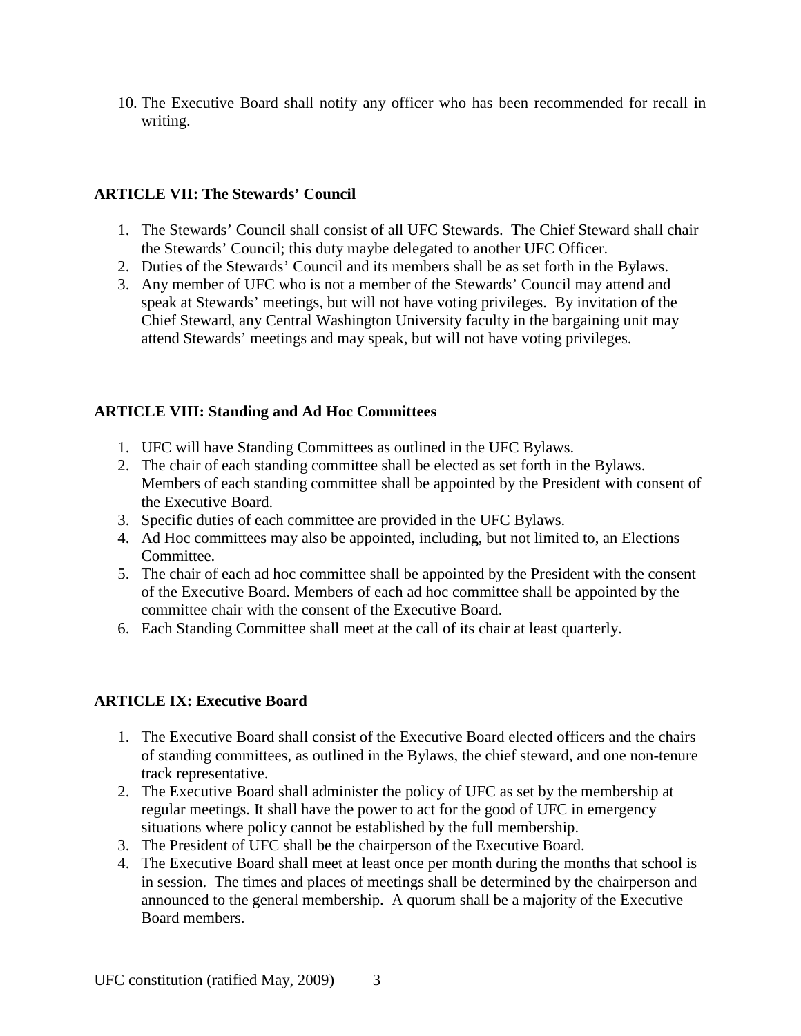10. The Executive Board shall notify any officer who has been recommended for recall in writing.

**ARTICLE VII: The Stewards' Council**

1. The Stewards' Council shall consist of all UFC Stewards. The Chief Steward shall chair the Stewards' Council; this duty maybe delegated to another UFC Officer.
2. Duties of the Stewards' Council and its members shall be as set forth in the Bylaws.
3. Any member of UFC who is not a member of the Stewards' Council may attend and speak at Stewards' meetings, but will not have voting privileges. By invitation of the Chief Steward, any Central Washington University faculty in the bargaining unit may attend Stewards' meetings and may speak, but will not have voting privileges.

**ARTICLE VIII: Standing and Ad Hoc Committees**

1. UFC will have Standing Committees as outlined in the UFC Bylaws.
2. The chair of each standing committee shall be elected as set forth in the Bylaws. Members of each standing committee shall be appointed by the President with consent of the Executive Board.
3. Specific duties of each committee are provided in the UFC Bylaws.
4. Ad Hoc committees may also be appointed, including, but not limited to, an Elections Committee.
5. The chair of each ad hoc committee shall be appointed by the President with the consent of the Executive Board. Members of each ad hoc committee shall be appointed by the committee chair with the consent of the Executive Board.
6. Each Standing Committee shall meet at the call of its chair at least quarterly.

**ARTICLE IX: Executive Board**

1. The Executive Board shall consist of the Executive Board elected officers and the chairs of standing committees, as outlined in the Bylaws, the chief steward, and one non-tenure track representative.
2. The Executive Board shall administer the policy of UFC as set by the membership at regular meetings. It shall have the power to act for the good of UFC in emergency situations where policy cannot be established by the full membership.
3. The President of UFC shall be the chairperson of the Executive Board.
4. The Executive Board shall meet at least once per month during the months that school is in session. The times and places of meetings shall be determined by the chairperson and announced to the general membership. A quorum shall be a majority of the Executive Board members.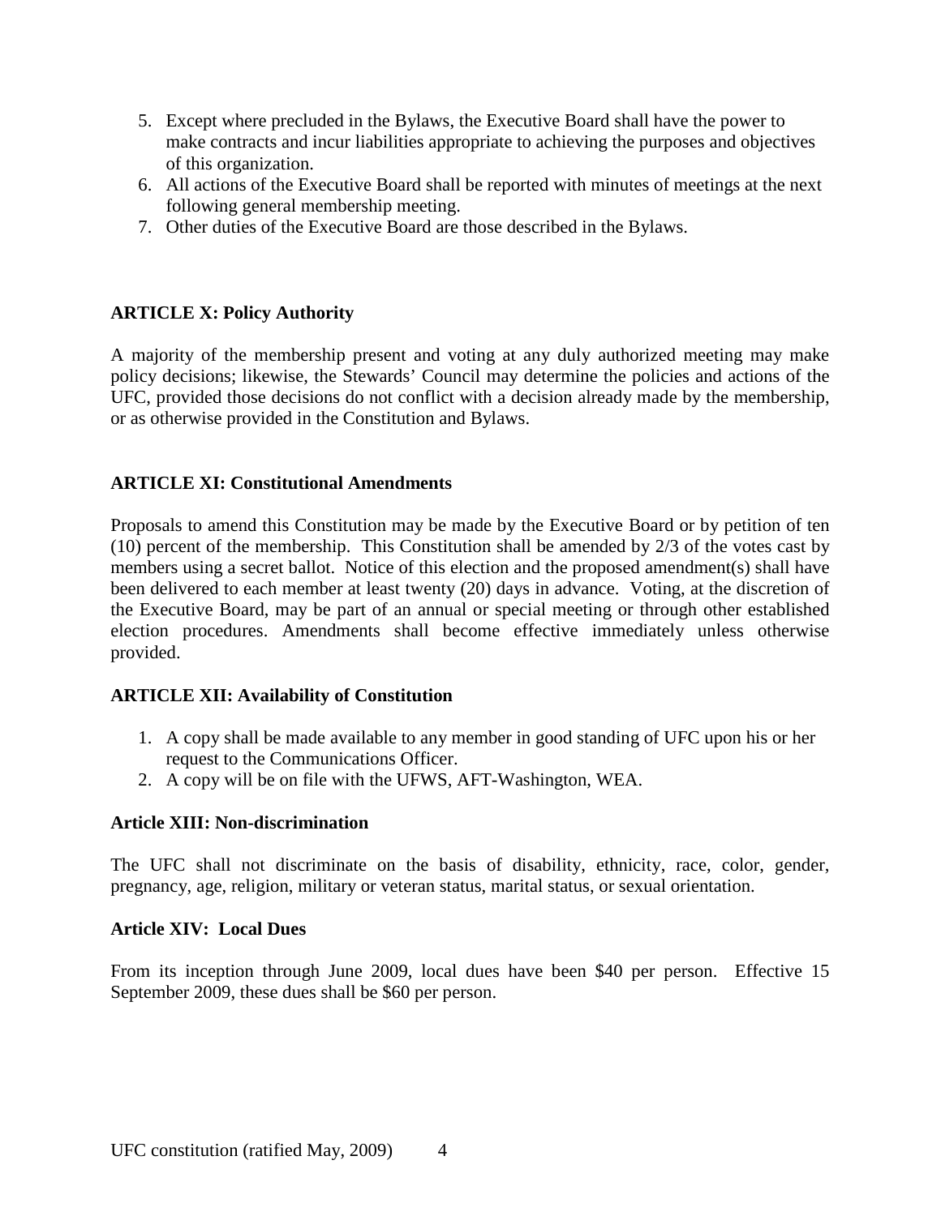5. Except where precluded in the Bylaws, the Executive Board shall have the power to make contracts and incur liabilities appropriate to achieving the purposes and objectives of this organization.
6. All actions of the Executive Board shall be reported with minutes of meetings at the next following general membership meeting.
7. Other duties of the Executive Board are those described in the Bylaws.

## ARTICLE X: Policy Authority

A majority of the membership present and voting at any duly authorized meeting may make policy decisions; likewise, the Stewards' Council may determine the policies and actions of the UFC, provided those decisions do not conflict with a decision already made by the membership, or as otherwise provided in the Constitution and Bylaws.

## ARTICLE XI: Constitutional Amendments

Proposals to amend this Constitution may be made by the Executive Board or by petition of ten (10) percent of the membership. This Constitution shall be amended by 2/3 of the votes cast by members using a secret ballot. Notice of this election and the proposed amendment(s) shall have been delivered to each member at least twenty (20) days in advance. Voting, at the discretion of the Executive Board, may be part of an annual or special meeting or through other established election procedures. Amendments shall become effective immediately unless otherwise provided.

## ARTICLE XII: Availability of Constitution

1. A copy shall be made available to any member in good standing of UFC upon his or her request to the Communications Officer.
2. A copy will be on file with the UFWS, AFT-Washington, WEA.

## Article XIII: Non-discrimination

The UFC shall not discriminate on the basis of disability, ethnicity, race, color, gender, pregnancy, age, religion, military or veteran status, marital status, or sexual orientation.

## Article XIV: Local Dues

From its inception through June 2009, local dues have been $40 per person. Effective 15 September 2009, these dues shall be $60 per person.